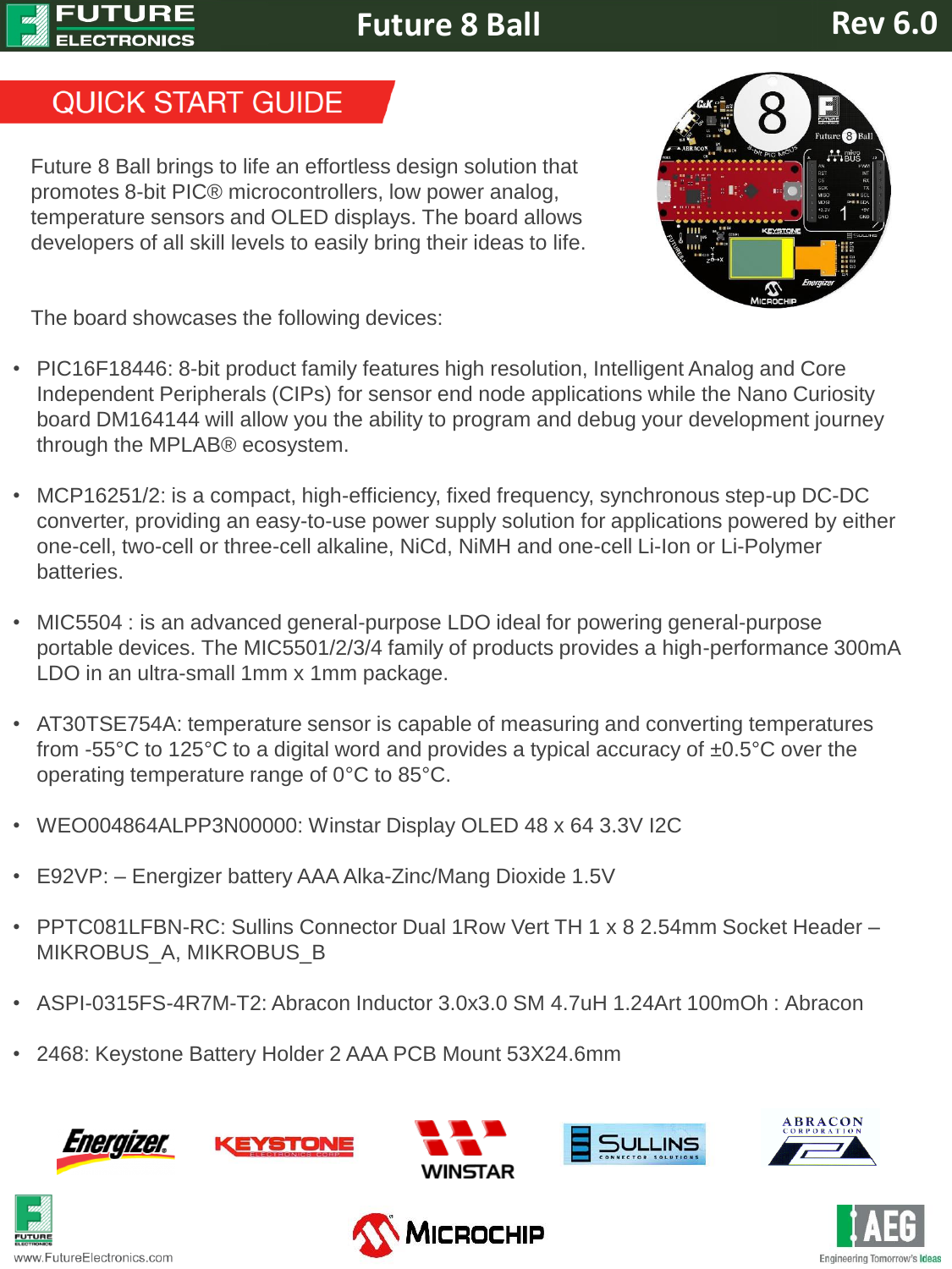# Future 8 Ball

Rev 6.0

## QUICK START GUIDE

Future 8 Ball brings to life an effortless design solution that promotes 8-bit PIC® microcontrollers, low power analog, temperature sensors and OLED displays. The board allows developers of all skill levels to easily bring their ideas to life.

The board showcases the following devices:

- PIC16F18446: 8-bit product family features high resolution, Intelligent Analog and Core Independent Peripherals (CIPs) for sensor end node applications while the Nano Curiosity board DM164144 will allow you the ability to program and debug your development journey through the MPLAB® ecosystem.
- MCP16251/2: is a compact, high-efficiency, fixed frequency, synchronous step-up DC-DC converter, providing an easy-to-use power supply solution for applications powered by either one-cell, two-cell or three-cell alkaline, NiCd, NiMH and one-cell Li-Ion or Li-Polymer batteries.
- MIC5504 : is an advanced general-purpose LDO ideal for powering general-purpose portable devices. The MIC5501/2/3/4 family of products provides a high-performance 300mA LDO in an ultra-small 1mm x 1mm package.
- AT30TSE754A: temperature sensor is capable of measuring and converting temperatures from -55°C to 125°C to a digital word and provides a typical accuracy of ±0.5°C over the operating temperature range of 0°C to 85°C.
- WEO004864ALPP3N00000: Winstar Display OLED 48 x 64 3.3V I2C
- E92VP: – Energizer battery AAA Alka-Zinc/Mang Dioxide 1.5V
- PPTC081LFBN-RC: Sullins Connector Dual 1Row Vert TH 1 x 8 2.54mm Socket Header – MIKROBUS_A, MIKROBUS_B
- ASPI-0315FS-4R7M-T2: Abracon Inductor 3.0x3.0 SM 4.7uH 1.24Art 100mOh : Abracon
- 2468: Keystone Battery Holder 2 AAA PCB Mount 53X24.6mm

www.FutureElectronics.com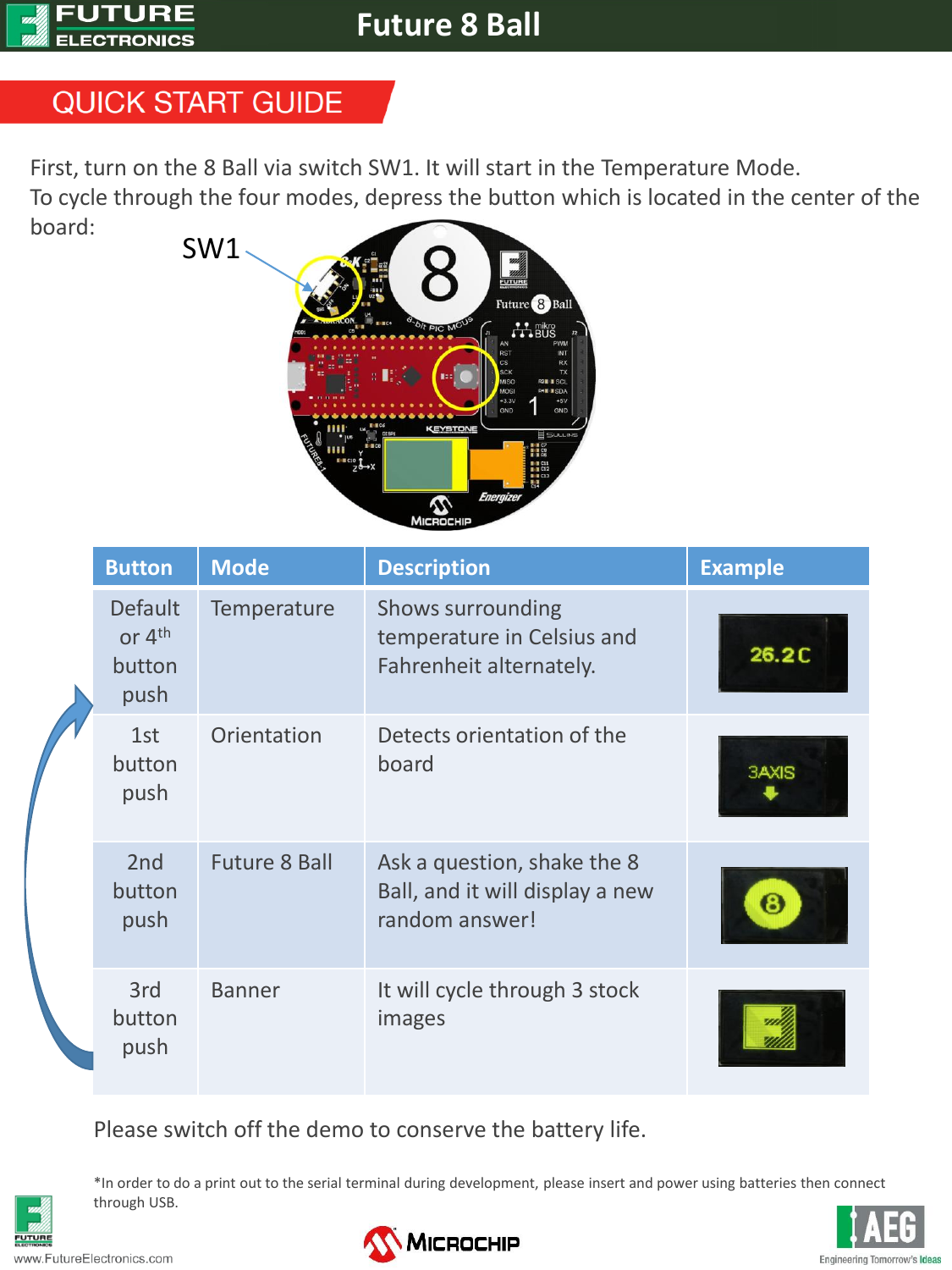# Future 8 Ball

## QUICK START GUIDE

First, turn on the 8 Ball via switch SW1. It will start in the Temperature Mode.
To cycle through the four modes, depress the button which is located in the center of the board:

SW1

| Button | Mode | Description | Example |
|---|---|---|---|
| Default or 4th button push | Temperature | Shows surrounding temperature in Celsius and Fahrenheit alternately. | 26.2C |
| 1st button push | Orientation | Detects orientation of the board | 3AXIS |
| 2nd button push | Future 8 Ball | Ask a question, shake the 8 Ball, and it will display a new random answer! | 8 |
| 3rd button push | Banner | It will cycle through 3 stock images | |

Please switch off the demo to conserve the battery life.

*In order to do a print out to the serial terminal during development, please insert and power using batteries then connect through USB.

www.FutureElectronics.com